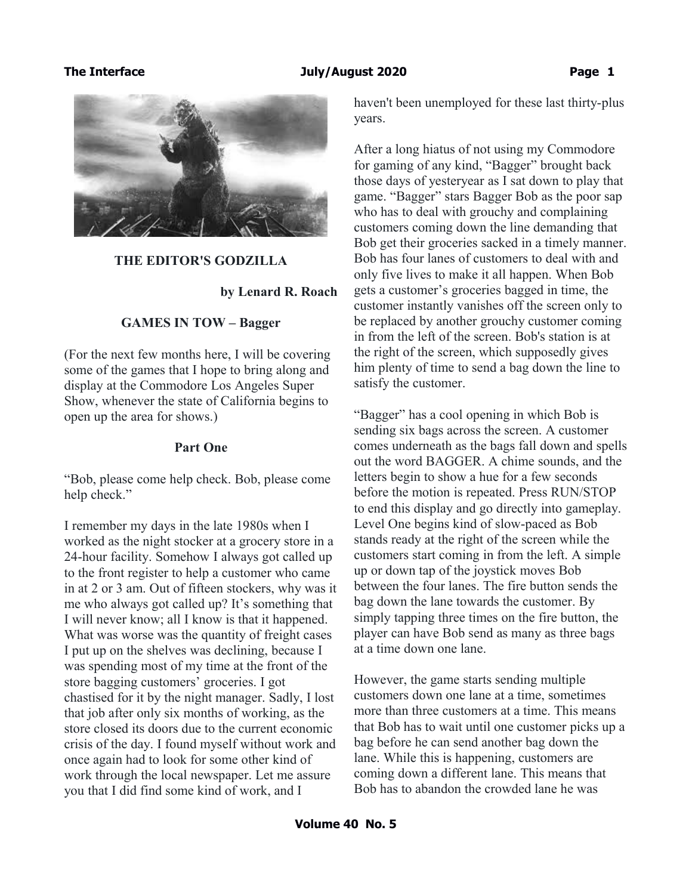# THE EDITOR'S GODZILLA

**by Lenard R. Roach**

## GAMES IN TOW – Bagger

(For the next few months here, I will be covering some of the games that I hope to bring along and display at the Commodore Los Angeles Super Show, whenever the state of California begins to open up the area for shows.)

### Part One

"Bob, please come help check. Bob, please come help check."

I remember my days in the late 1980s when I worked as the night stocker at a grocery store in a 24-hour facility. Somehow I always got called up to the front register to help a customer who came in at 2 or 3 am. Out of fifteen stockers, why was it me who always got called up? It's something that I will never know; all I know is that it happened. What was worse was the quantity of freight cases I put up on the shelves was declining, because I was spending most of my time at the front of the store bagging customers' groceries. I got chastised for it by the night manager. Sadly, I lost that job after only six months of working, as the store closed its doors due to the current economic crisis of the day. I found myself without work and once again had to look for some other kind of work through the local newspaper. Let me assure you that I did find some kind of work, and I haven't been unemployed for these last thirty-plus years.

After a long hiatus of not using my Commodore for gaming of any kind, "Bagger" brought back those days of yesteryear as I sat down to play that game. "Bagger" stars Bagger Bob as the poor sap who has to deal with grouchy and complaining customers coming down the line demanding that Bob get their groceries sacked in a timely manner. Bob has four lanes of customers to deal with and only five lives to make it all happen. When Bob gets a customer's groceries bagged in time, the customer instantly vanishes off the screen only to be replaced by another grouchy customer coming in from the left of the screen. Bob's station is at the right of the screen, which supposedly gives him plenty of time to send a bag down the line to satisfy the customer.

"Bagger" has a cool opening in which Bob is sending six bags across the screen. A customer comes underneath as the bags fall down and spells out the word BAGGER. A chime sounds, and the letters begin to show a hue for a few seconds before the motion is repeated. Press RUN/STOP to end this display and go directly into gameplay. Level One begins kind of slow-paced as Bob stands ready at the right of the screen while the customers start coming in from the left. A simple up or down tap of the joystick moves Bob between the four lanes. The fire button sends the bag down the lane towards the customer. By simply tapping three times on the fire button, the player can have Bob send as many as three bags at a time down one lane.

However, the game starts sending multiple customers down one lane at a time, sometimes more than three customers at a time. This means that Bob has to wait until one customer picks up a bag before he can send another bag down the lane. While this is happening, customers are coming down a different lane. This means that Bob has to abandon the crowded lane he was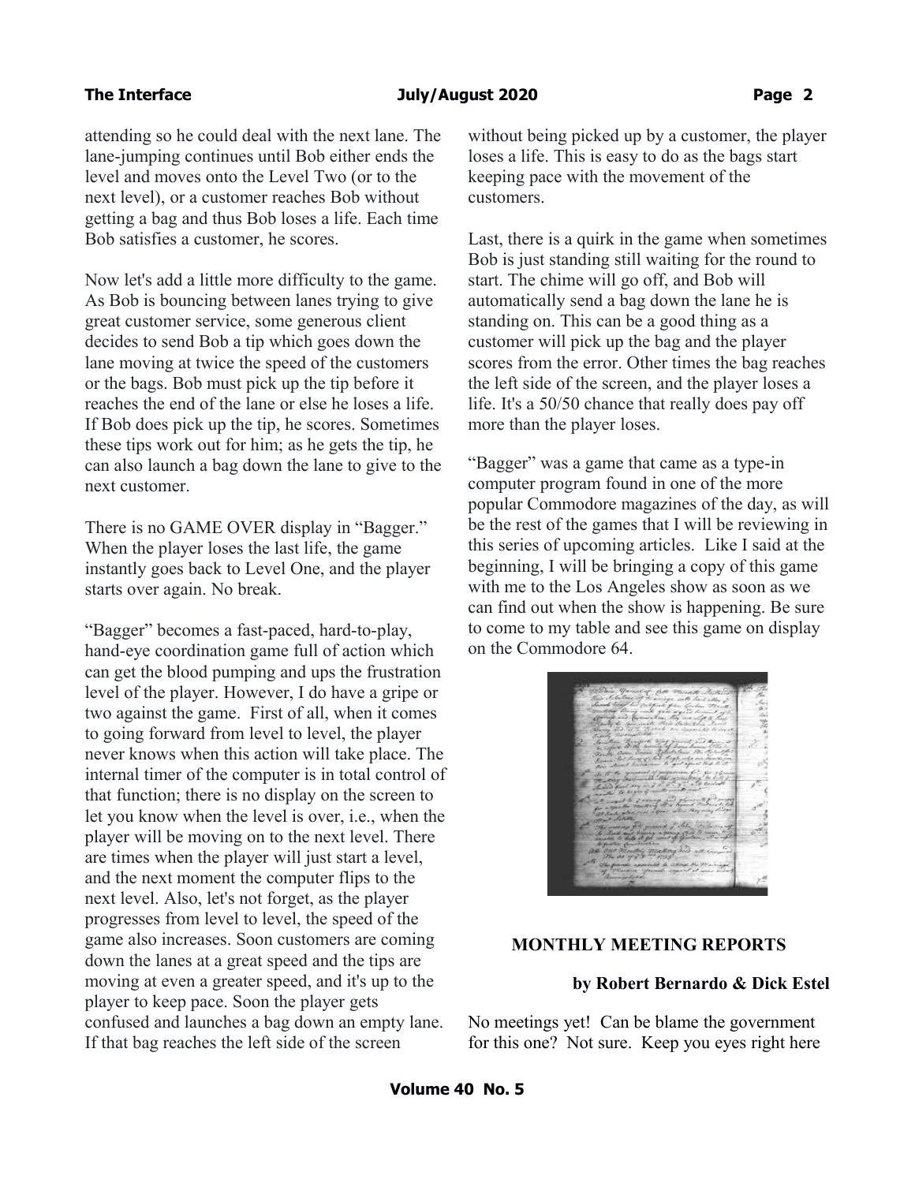attending so he could deal with the next lane. The lane-jumping continues until Bob either ends the level and moves onto the Level Two (or to the next level), or a customer reaches Bob without getting a bag and thus Bob loses a life. Each time Bob satisfies a customer, he scores.

Now let's add a little more difficulty to the game. As Bob is bouncing between lanes trying to give great customer service, some generous client decides to send Bob a tip which goes down the lane moving at twice the speed of the customers or the bags. Bob must pick up the tip before it reaches the end of the lane or else he loses a life. If Bob does pick up the tip, he scores. Sometimes these tips work out for him; as he gets the tip, he can also launch a bag down the lane to give to the next customer.

There is no GAME OVER display in "Bagger." When the player loses the last life, the game instantly goes back to Level One, and the player starts over again. No break.

"Bagger" becomes a fast-paced, hard-to-play, hand-eye coordination game full of action which can get the blood pumping and ups the frustration level of the player. However, I do have a gripe or two against the game. First of all, when it comes to going forward from level to level, the player never knows when this action will take place. The internal timer of the computer is in total control of that function; there is no display on the screen to let you know when the level is over, i.e., when the player will be moving on to the next level. There are times when the player will just start a level, and the next moment the computer flips to the next level. Also, let's not forget, as the player progresses from level to level, the speed of the game also increases. Soon customers are coming down the lanes at a great speed and the tips are moving at even a greater speed, and it's up to the player to keep pace. Soon the player gets confused and launches a bag down an empty lane. If that bag reaches the left side of the screen without being picked up by a customer, the player loses a life. This is easy to do as the bags start keeping pace with the movement of the customers.

Last, there is a quirk in the game when sometimes Bob is just standing still waiting for the round to start. The chime will go off, and Bob will automatically send a bag down the lane he is standing on. This can be a good thing as a customer will pick up the bag and the player scores from the error. Other times the bag reaches the left side of the screen, and the player loses a life. It's a 50/50 chance that really does pay off more than the player loses.

"Bagger" was a game that came as a type-in computer program found in one of the more popular Commodore magazines of the day, as will be the rest of the games that I will be reviewing in this series of upcoming articles. Like I said at the beginning, I will be bringing a copy of this game with me to the Los Angeles show as soon as we can find out when the show is happening. Be sure to come to my table and see this game on display on the Commodore 64.

## MONTHLY MEETING REPORTS

**by Robert Bernardo & Dick Estel**

No meetings yet! Can be blame the government for this one? Not sure. Keep you eyes right here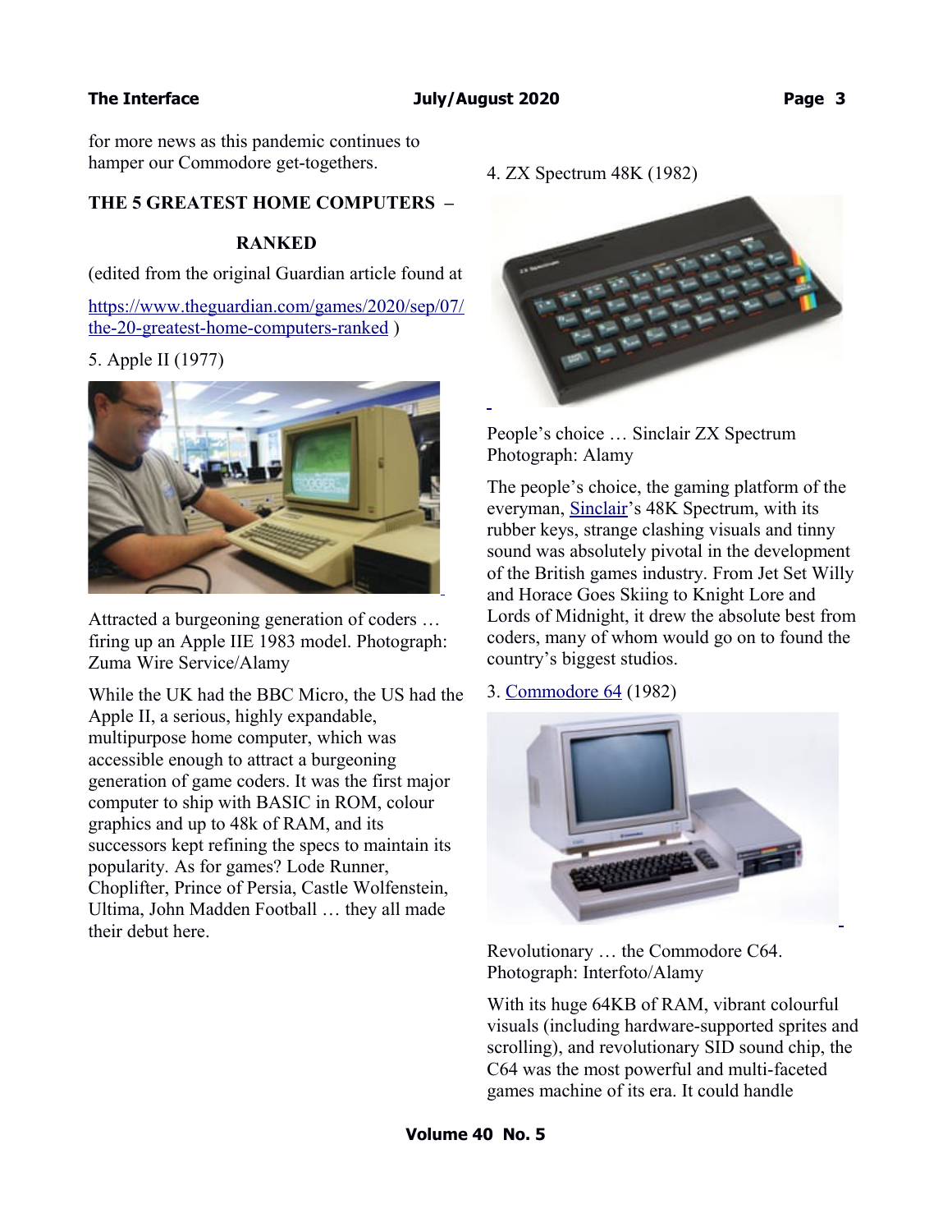for more news as this pandemic continues to hamper our Commodore get-togethers.

## THE 5 GREATEST HOME COMPUTERS – RANKED

(edited from the original Guardian article found at https://www.theguardian.com/games/2020/sep/07/the-20-greatest-home-computers-ranked )

5. Apple II (1977)

Attracted a burgeoning generation of coders … firing up an Apple IIE 1983 model. Photograph: Zuma Wire Service/Alamy

While the UK had the BBC Micro, the US had the Apple II, a serious, highly expandable, multipurpose home computer, which was accessible enough to attract a burgeoning generation of game coders. It was the first major computer to ship with BASIC in ROM, colour graphics and up to 48k of RAM, and its successors kept refining the specs to maintain its popularity. As for games? Lode Runner, Choplifter, Prince of Persia, Castle Wolfenstein, Ultima, John Madden Football … they all made their debut here.

4. ZX Spectrum 48K (1982)

People's choice … Sinclair ZX Spectrum Photograph: Alamy

The people's choice, the gaming platform of the everyman, Sinclair's 48K Spectrum, with its rubber keys, strange clashing visuals and tinny sound was absolutely pivotal in the development of the British games industry. From Jet Set Willy and Horace Goes Skiing to Knight Lore and Lords of Midnight, it drew the absolute best from coders, many of whom would go on to found the country's biggest studios.

3. Commodore 64 (1982)

Revolutionary … the Commodore C64. Photograph: Interfoto/Alamy

With its huge 64KB of RAM, vibrant colourful visuals (including hardware-supported sprites and scrolling), and revolutionary SID sound chip, the C64 was the most powerful and multi-faceted games machine of its era. It could handle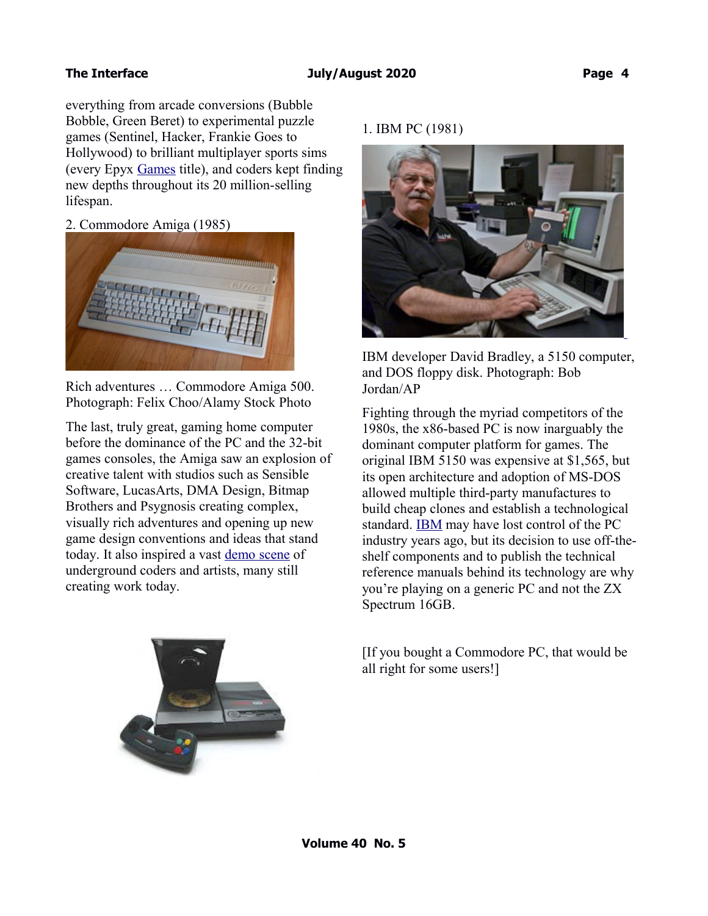everything from arcade conversions (Bubble Bobble, Green Beret) to experimental puzzle games (Sentinel, Hacker, Frankie Goes to Hollywood) to brilliant multiplayer sports sims (every Epyx Games title), and coders kept finding new depths throughout its 20 million-selling lifespan.

2. Commodore Amiga (1985)

Rich adventures … Commodore Amiga 500. Photograph: Felix Choo/Alamy Stock Photo

The last, truly great, gaming home computer before the dominance of the PC and the 32-bit games consoles, the Amiga saw an explosion of creative talent with studios such as Sensible Software, LucasArts, DMA Design, Bitmap Brothers and Psygnosis creating complex, visually rich adventures and opening up new game design conventions and ideas that stand today. It also inspired a vast demo scene of underground coders and artists, many still creating work today.

1. IBM PC (1981)

IBM developer David Bradley, a 5150 computer, and DOS floppy disk. Photograph: Bob Jordan/AP

Fighting through the myriad competitors of the 1980s, the x86-based PC is now inarguably the dominant computer platform for games. The original IBM 5150 was expensive at $1,565, but its open architecture and adoption of MS-DOS allowed multiple third-party manufactures to build cheap clones and establish a technological standard. IBM may have lost control of the PC industry years ago, but its decision to use off-the-shelf components and to publish the technical reference manuals behind its technology are why you're playing on a generic PC and not the ZX Spectrum 16GB.

[If you bought a Commodore PC, that would be all right for some users!]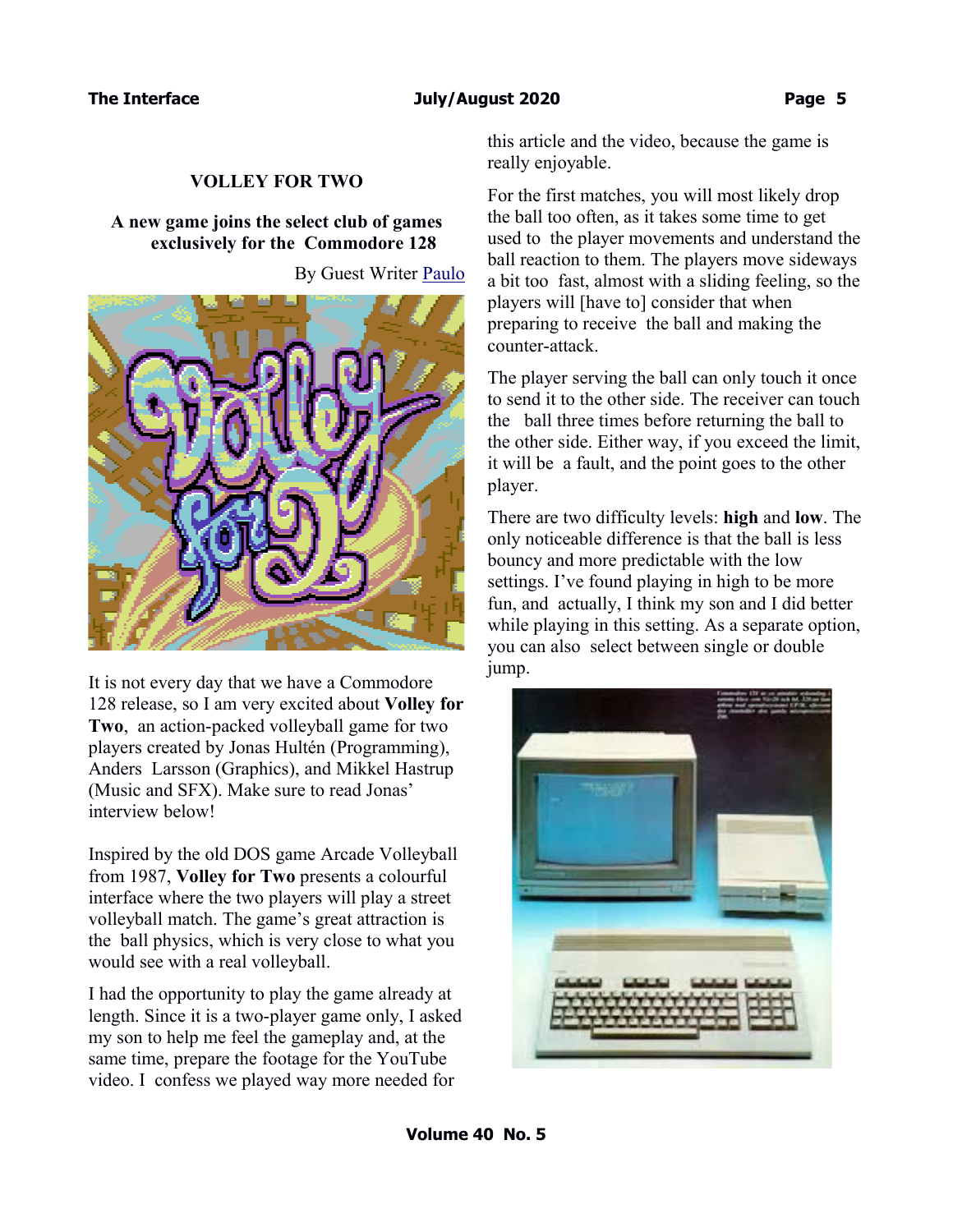## VOLLEY FOR TWO

**A new game joins the select club of games exclusively for the Commodore 128**

By Guest Writer Paulo

It is not every day that we have a Commodore 128 release, so I am very excited about **Volley for Two**, an action-packed volleyball game for two players created by Jonas Hultén (Programming), Anders Larsson (Graphics), and Mikkel Hastrup (Music and SFX). Make sure to read Jonas' interview below!

Inspired by the old DOS game Arcade Volleyball from 1987, **Volley for Two** presents a colourful interface where the two players will play a street volleyball match. The game's great attraction is the ball physics, which is very close to what you would see with a real volleyball.

I had the opportunity to play the game already at length. Since it is a two-player game only, I asked my son to help me feel the gameplay and, at the same time, prepare the footage for the YouTube video. I confess we played way more needed for this article and the video, because the game is really enjoyable.

For the first matches, you will most likely drop the ball too often, as it takes some time to get used to the player movements and understand the ball reaction to them. The players move sideways a bit too fast, almost with a sliding feeling, so the players will [have to] consider that when preparing to receive the ball and making the counter-attack.

The player serving the ball can only touch it once to send it to the other side. The receiver can touch the ball three times before returning the ball to the other side. Either way, if you exceed the limit, it will be a fault, and the point goes to the other player.

There are two difficulty levels: **high** and **low**. The only noticeable difference is that the ball is less bouncy and more predictable with the low settings. I've found playing in high to be more fun, and actually, I think my son and I did better while playing in this setting. As a separate option, you can also select between single or double jump.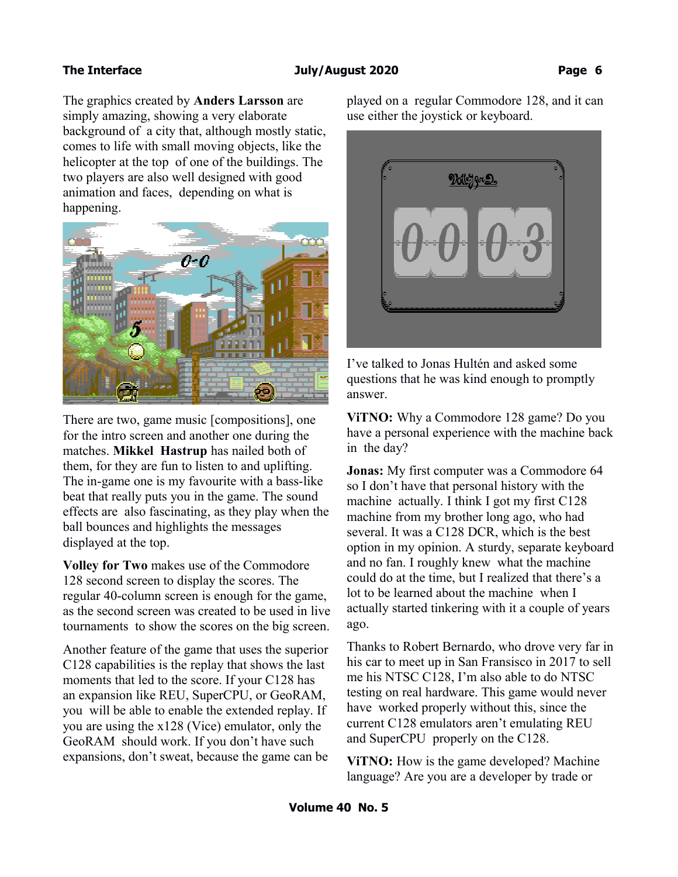The graphics created by **Anders Larsson** are simply amazing, showing a very elaborate background of a city that, although mostly static, comes to life with small moving objects, like the helicopter at the top of one of the buildings. The two players are also well designed with good animation and faces, depending on what is happening.

There are two, game music [compositions], one for the intro screen and another one during the matches. **Mikkel Hastrup** has nailed both of them, for they are fun to listen to and uplifting. The in-game one is my favourite with a bass-like beat that really puts you in the game. The sound effects are also fascinating, as they play when the ball bounces and highlights the messages displayed at the top.

**Volley for Two** makes use of the Commodore 128 second screen to display the scores. The regular 40-column screen is enough for the game, as the second screen was created to be used in live tournaments to show the scores on the big screen.

Another feature of the game that uses the superior C128 capabilities is the replay that shows the last moments that led to the score. If your C128 has an expansion like REU, SuperCPU, or GeoRAM, you will be able to enable the extended replay. If you are using the x128 (Vice) emulator, only the GeoRAM should work. If you don't have such expansions, don't sweat, because the game can be played on a regular Commodore 128, and it can use either the joystick or keyboard.

I've talked to Jonas Hultén and asked some questions that he was kind enough to promptly answer.

**ViTNO:** Why a Commodore 128 game? Do you have a personal experience with the machine back in the day?

**Jonas:** My first computer was a Commodore 64 so I don't have that personal history with the machine actually. I think I got my first C128 machine from my brother long ago, who had several. It was a C128 DCR, which is the best option in my opinion. A sturdy, separate keyboard and no fan. I roughly knew what the machine could do at the time, but I realized that there's a lot to be learned about the machine when I actually started tinkering with it a couple of years ago.

Thanks to Robert Bernardo, who drove very far in his car to meet up in San Fransisco in 2017 to sell me his NTSC C128, I'm also able to do NTSC testing on real hardware. This game would never have worked properly without this, since the current C128 emulators aren't emulating REU and SuperCPU properly on the C128.

**ViTNO:** How is the game developed? Machine language? Are you are a developer by trade or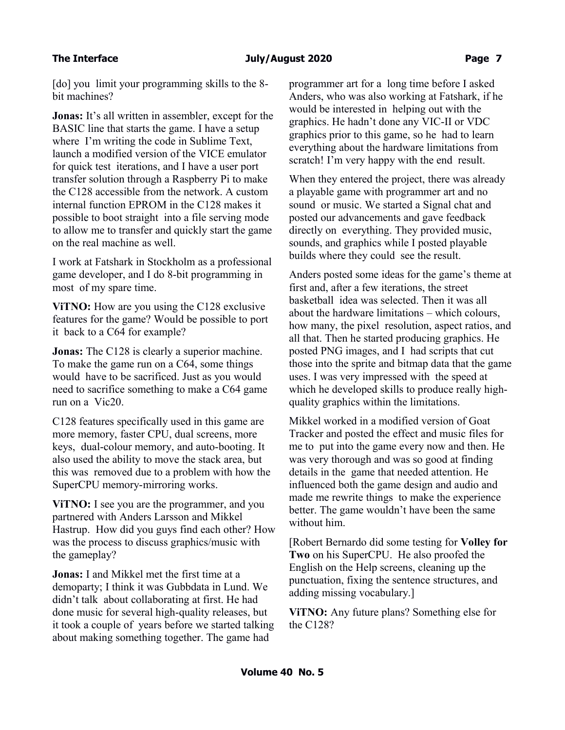[do] you limit your programming skills to the 8-bit machines?

**Jonas:** It's all written in assembler, except for the BASIC line that starts the game. I have a setup where I'm writing the code in Sublime Text, launch a modified version of the VICE emulator for quick test iterations, and I have a user port transfer solution through a Raspberry Pi to make the C128 accessible from the network. A custom internal function EPROM in the C128 makes it possible to boot straight into a file serving mode to allow me to transfer and quickly start the game on the real machine as well.

I work at Fatshark in Stockholm as a professional game developer, and I do 8-bit programming in most of my spare time.

**ViTNO:** How are you using the C128 exclusive features for the game? Would be possible to port it back to a C64 for example?

**Jonas:** The C128 is clearly a superior machine. To make the game run on a C64, some things would have to be sacrificed. Just as you would need to sacrifice something to make a C64 game run on a Vic20.

C128 features specifically used in this game are more memory, faster CPU, dual screens, more keys, dual-colour memory, and auto-booting. It also used the ability to move the stack area, but this was removed due to a problem with how the SuperCPU memory-mirroring works.

**ViTNO:** I see you are the programmer, and you partnered with Anders Larsson and Mikkel Hastrup. How did you guys find each other? How was the process to discuss graphics/music with the gameplay?

**Jonas:** I and Mikkel met the first time at a demoparty; I think it was Gubbdata in Lund. We didn't talk about collaborating at first. He had done music for several high-quality releases, but it took a couple of years before we started talking about making something together. The game had programmer art for a long time before I asked Anders, who was also working at Fatshark, if he would be interested in helping out with the graphics. He hadn't done any VIC-II or VDC graphics prior to this game, so he had to learn everything about the hardware limitations from scratch! I'm very happy with the end result.

When they entered the project, there was already a playable game with programmer art and no sound or music. We started a Signal chat and posted our advancements and gave feedback directly on everything. They provided music, sounds, and graphics while I posted playable builds where they could see the result.

Anders posted some ideas for the game's theme at first and, after a few iterations, the street basketball idea was selected. Then it was all about the hardware limitations – which colours, how many, the pixel resolution, aspect ratios, and all that. Then he started producing graphics. He posted PNG images, and I had scripts that cut those into the sprite and bitmap data that the game uses. I was very impressed with the speed at which he developed skills to produce really high-quality graphics within the limitations.

Mikkel worked in a modified version of Goat Tracker and posted the effect and music files for me to put into the game every now and then. He was very thorough and was so good at finding details in the game that needed attention. He influenced both the game design and audio and made me rewrite things to make the experience better. The game wouldn't have been the same without him.

[Robert Bernardo did some testing for **Volley for Two** on his SuperCPU. He also proofed the English on the Help screens, cleaning up the punctuation, fixing the sentence structures, and adding missing vocabulary.]

**ViTNO:** Any future plans? Something else for the C128?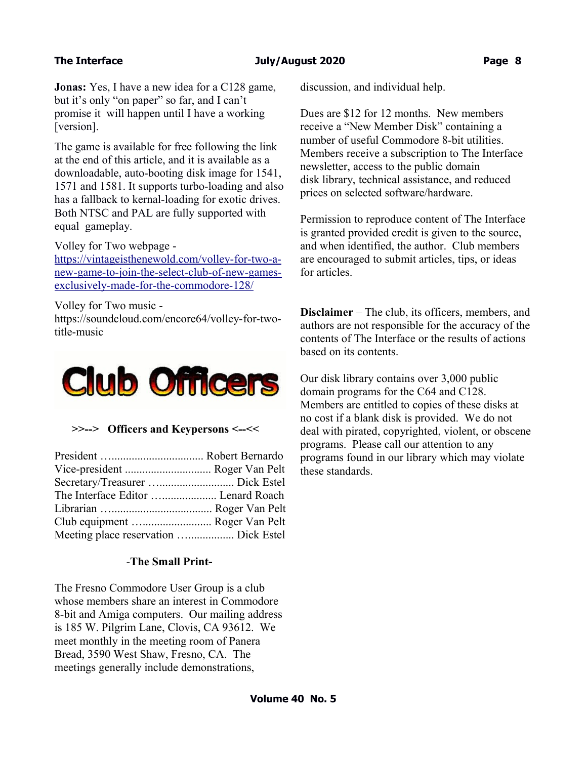**Jonas:** Yes, I have a new idea for a C128 game, but it's only "on paper" so far, and I can't promise it will happen until I have a working [version].

The game is available for free following the link at the end of this article, and it is available as a downloadable, auto-booting disk image for 1541, 1571 and 1581. It supports turbo-loading and also has a fallback to kernal-loading for exotic drives. Both NTSC and PAL are fully supported with equal gameplay.

Volley for Two webpage - https://vintageisthenewold.com/volley-for-two-a-new-game-to-join-the-select-club-of-new-games-exclusively-made-for-the-commodore-128/

Volley for Two music - https://soundcloud.com/encore64/volley-for-two-title-music

# Club Officers

**>>--> Officers and Keypersons <--<<**

President …................................ Robert Bernardo
Vice-president .............................. Roger Van Pelt
Secretary/Treasurer …......................... Dick Estel
The Interface Editor …................... Lenard Roach
Librarian …................................... Roger Van Pelt
Club equipment …........................ Roger Van Pelt
Meeting place reservation …............... Dick Estel

### -The Small Print-

The Fresno Commodore User Group is a club whose members share an interest in Commodore 8-bit and Amiga computers. Our mailing address is 185 W. Pilgrim Lane, Clovis, CA 93612. We meet monthly in the meeting room of Panera Bread, 3590 West Shaw, Fresno, CA. The meetings generally include demonstrations, discussion, and individual help.

Dues are $12 for 12 months. New members receive a "New Member Disk" containing a number of useful Commodore 8-bit utilities. Members receive a subscription to The Interface newsletter, access to the public domain disk library, technical assistance, and reduced prices on selected software/hardware.

Permission to reproduce content of The Interface is granted provided credit is given to the source, and when identified, the author. Club members are encouraged to submit articles, tips, or ideas for articles.

**Disclaimer** – The club, its officers, members, and authors are not responsible for the accuracy of the contents of The Interface or the results of actions based on its contents.

Our disk library contains over 3,000 public domain programs for the C64 and C128. Members are entitled to copies of these disks at no cost if a blank disk is provided. We do not deal with pirated, copyrighted, violent, or obscene programs. Please call our attention to any programs found in our library which may violate these standards.